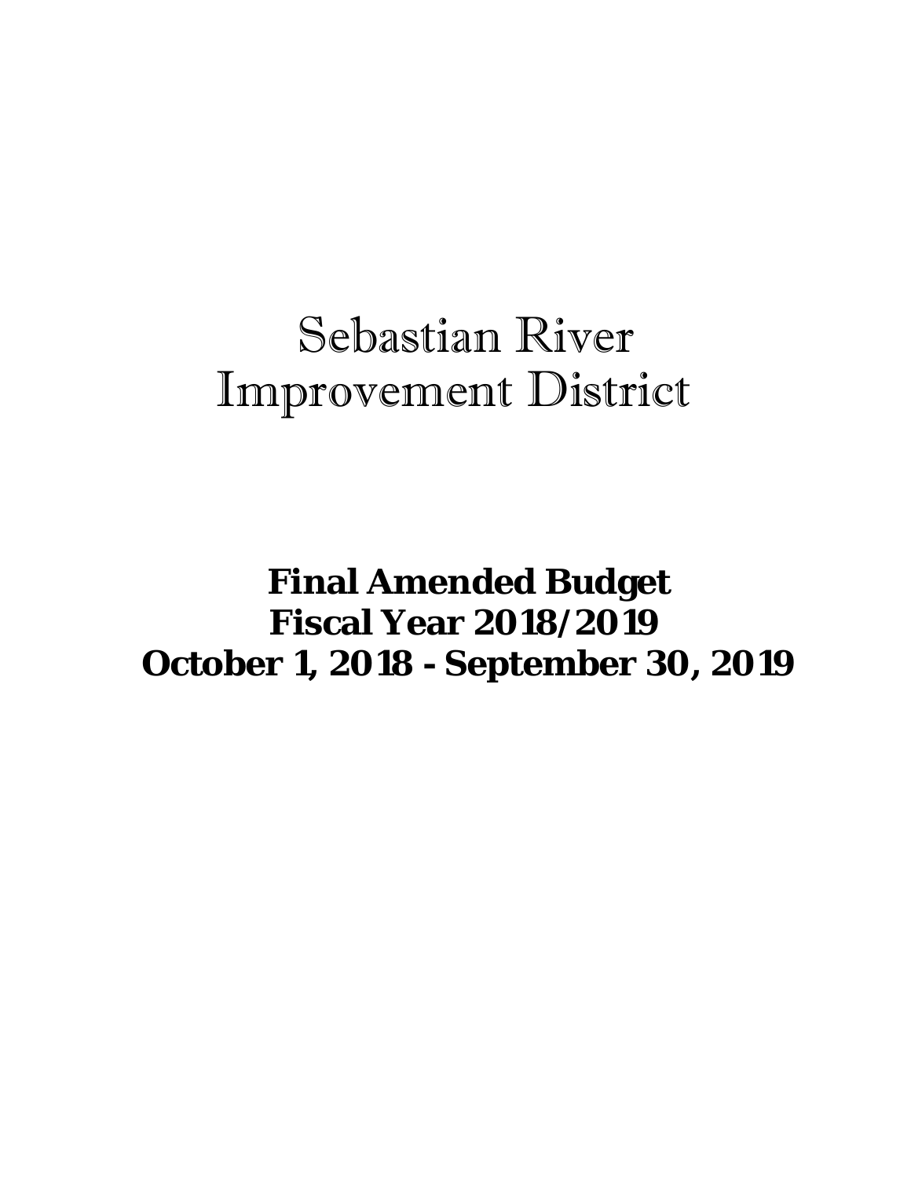# Sebastian River Improvement District

**Final Amended Budget**
**Fiscal Year 2018/2019**
**October 1, 2018 - September 30, 2019**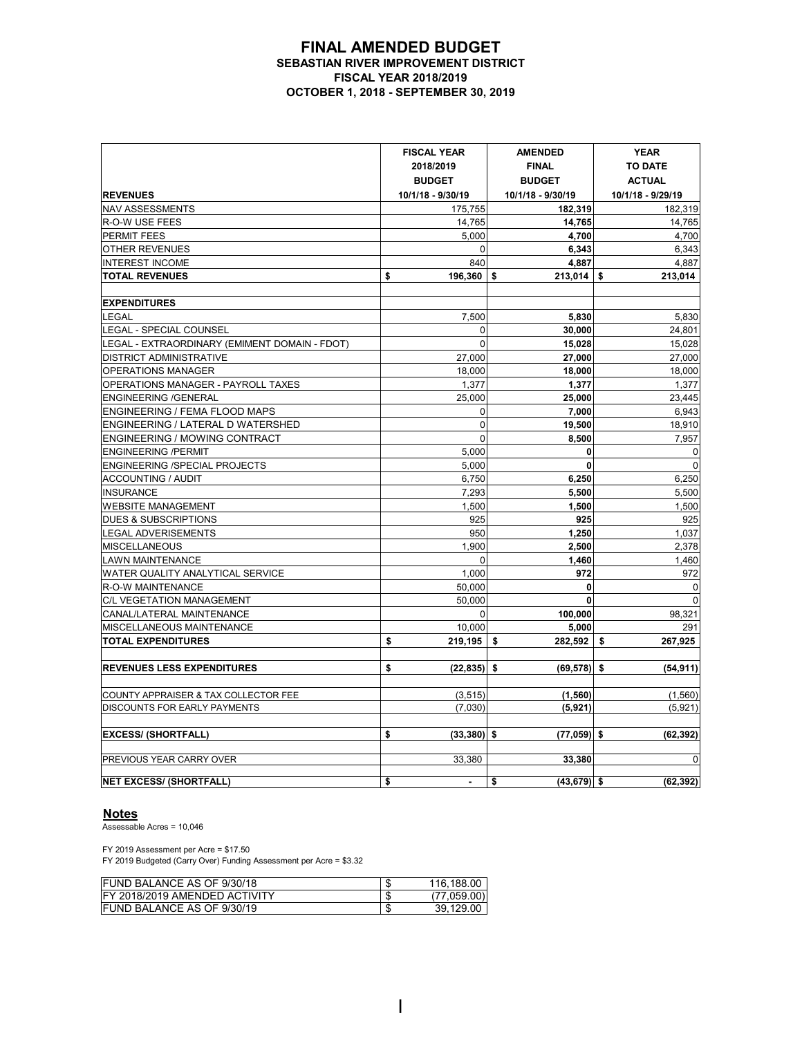# FINAL AMENDED BUDGET

## SEBASTIAN RIVER IMPROVEMENT DISTRICT

### FISCAL YEAR 2018/2019

### OCTOBER 1, 2018 - SEPTEMBER 30, 2019

| REVENUES | FISCAL YEAR 2018/2019 BUDGET 10/1/18 - 9/30/19 | AMENDED FINAL BUDGET 10/1/18 - 9/30/19 | YEAR TO DATE ACTUAL 10/1/18 - 9/29/19 |
|---|---|---|---|
| NAV ASSESSMENTS | 175,755 | **182,319** | 182,319 |
| R-O-W USE FEES | 14,765 | **14,765** | 14,765 |
| PERMIT FEES | 5,000 | **4,700** | 4,700 |
| OTHER REVENUES | 0 | **6,343** | 6,343 |
| INTEREST INCOME | 840 | **4,887** | 4,887 |
| **TOTAL REVENUES** | **$ 196,360** | **$ 213,014** | **$ 213,014** |
| | | | |
| **EXPENDITURES** | | | |
| LEGAL | 7,500 | **5,830** | 5,830 |
| LEGAL - SPECIAL COUNSEL | 0 | **30,000** | 24,801 |
| LEGAL - EXTRAORDINARY (EMIMENT DOMAIN - FDOT) | 0 | **15,028** | 15,028 |
| DISTRICT ADMINISTRATIVE | 27,000 | **27,000** | 27,000 |
| OPERATIONS MANAGER | 18,000 | **18,000** | 18,000 |
| OPERATIONS MANAGER - PAYROLL TAXES | 1,377 | **1,377** | 1,377 |
| ENGINEERING /GENERAL | 25,000 | **25,000** | 23,445 |
| ENGINEERING / FEMA FLOOD MAPS | 0 | **7,000** | 6,943 |
| ENGINEERING / LATERAL D WATERSHED | 0 | **19,500** | 18,910 |
| ENGINEERING / MOWING CONTRACT | 0 | **8,500** | 7,957 |
| ENGINEERING /PERMIT | 5,000 | **0** | 0 |
| ENGINEERING /SPECIAL PROJECTS | 5,000 | **0** | 0 |
| ACCOUNTING / AUDIT | 6,750 | **6,250** | 6,250 |
| INSURANCE | 7,293 | **5,500** | 5,500 |
| WEBSITE MANAGEMENT | 1,500 | **1,500** | 1,500 |
| DUES & SUBSCRIPTIONS | 925 | **925** | 925 |
| LEGAL ADVERISEMENTS | 950 | **1,250** | 1,037 |
| MISCELLANEOUS | 1,900 | **2,500** | 2,378 |
| LAWN MAINTENANCE | 0 | **1,460** | 1,460 |
| WATER QUALITY ANALYTICAL SERVICE | 1,000 | **972** | 972 |
| R-O-W MAINTENANCE | 50,000 | **0** | 0 |
| C/L VEGETATION MANAGEMENT | 50,000 | **0** | 0 |
| CANAL/LATERAL MAINTENANCE | 0 | **100,000** | 98,321 |
| MISCELLANEOUS MAINTENANCE | 10,000 | **5,000** | 291 |
| **TOTAL EXPENDITURES** | **$ 219,195** | **$ 282,592** | **$ 267,925** |
| | | | |
| **REVENUES LESS EXPENDITURES** | **$ (22,835)** | **$ (69,578)** | **$ (54,911)** |
| | | | |
| COUNTY APPRAISER & TAX COLLECTOR FEE | (3,515) | **(1,560)** | (1,560) |
| DISCOUNTS FOR EARLY PAYMENTS | (7,030) | **(5,921)** | (5,921) |
| | | | |
| **EXCESS/ (SHORTFALL)** | **$ (33,380)** | **$ (77,059)** | **$ (62,392)** |
| | | | |
| PREVIOUS YEAR CARRY OVER | 33,380 | **33,380** | 0 |
| | | | |
| **NET EXCESS/ (SHORTFALL)** | **$ -** | **$ (43,679)** | **$ (62,392)** |

**Notes**

Assessable Acres = 10,046

FY 2019 Assessment per Acre = $17.50

FY 2019 Budgeted (Carry Over) Funding Assessment per Acre = $3.32

| | |
|---|---|
| FUND BALANCE AS OF 9/30/18 | $ 116,188.00 |
| FY 2018/2019 AMENDED ACTIVITY | $ (77,059.00) |
| FUND BALANCE AS OF 9/30/19 | $ 39,129.00 |